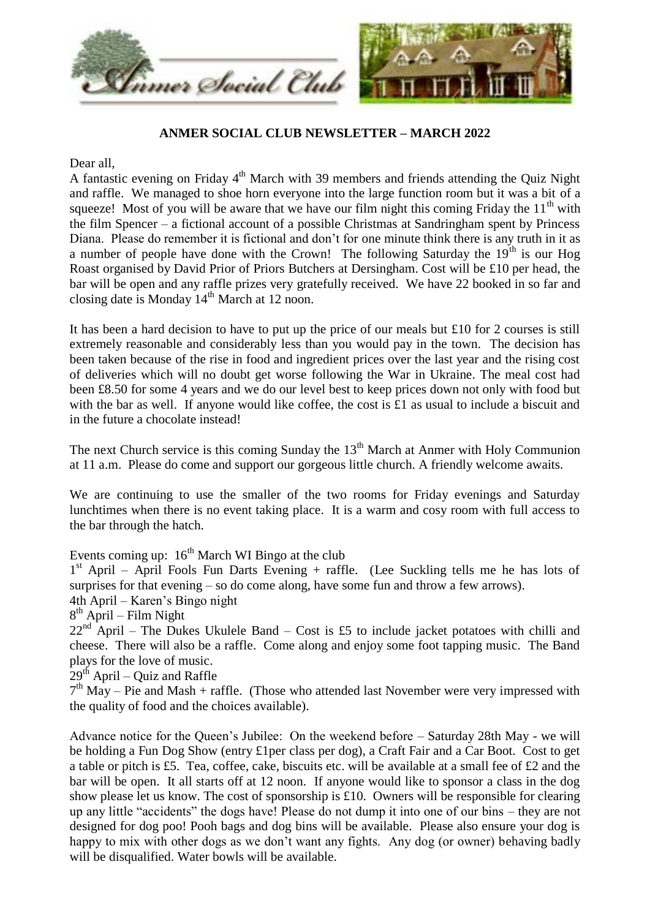**ANMER SOCIAL CLUB NEWSLETTER – MARCH 2022**

Dear all,

A fantastic evening on Friday 4th March with 39 members and friends attending the Quiz Night and raffle. We managed to shoe horn everyone into the large function room but it was a bit of a squeeze! Most of you will be aware that we have our film night this coming Friday the 11th with the film Spencer – a fictional account of a possible Christmas at Sandringham spent by Princess Diana. Please do remember it is fictional and don't for one minute think there is any truth in it as a number of people have done with the Crown! The following Saturday the 19th is our Hog Roast organised by David Prior of Priors Butchers at Dersingham. Cost will be £10 per head, the bar will be open and any raffle prizes very gratefully received. We have 22 booked in so far and closing date is Monday 14th March at 12 noon.

It has been a hard decision to have to put up the price of our meals but £10 for 2 courses is still extremely reasonable and considerably less than you would pay in the town. The decision has been taken because of the rise in food and ingredient prices over the last year and the rising cost of deliveries which will no doubt get worse following the War in Ukraine. The meal cost had been £8.50 for some 4 years and we do our level best to keep prices down not only with food but with the bar as well. If anyone would like coffee, the cost is £1 as usual to include a biscuit and in the future a chocolate instead!

The next Church service is this coming Sunday the 13th March at Anmer with Holy Communion at 11 a.m. Please do come and support our gorgeous little church. A friendly welcome awaits.

We are continuing to use the smaller of the two rooms for Friday evenings and Saturday lunchtimes when there is no event taking place. It is a warm and cosy room with full access to the bar through the hatch.

Events coming up: 16th March WI Bingo at the club

1st April – April Fools Fun Darts Evening + raffle. (Lee Suckling tells me he has lots of surprises for that evening – so do come along, have some fun and throw a few arrows).

4th April – Karen's Bingo night

8th April – Film Night

22nd April – The Dukes Ukulele Band – Cost is £5 to include jacket potatoes with chilli and cheese. There will also be a raffle. Come along and enjoy some foot tapping music. The Band plays for the love of music.

29th April – Quiz and Raffle

7th May – Pie and Mash + raffle. (Those who attended last November were very impressed with the quality of food and the choices available).

Advance notice for the Queen's Jubilee: On the weekend before – Saturday 28th May - we will be holding a Fun Dog Show (entry £1per class per dog), a Craft Fair and a Car Boot. Cost to get a table or pitch is £5. Tea, coffee, cake, biscuits etc. will be available at a small fee of £2 and the bar will be open. It all starts off at 12 noon. If anyone would like to sponsor a class in the dog show please let us know. The cost of sponsorship is £10. Owners will be responsible for clearing up any little "accidents" the dogs have! Please do not dump it into one of our bins – they are not designed for dog poo! Pooh bags and dog bins will be available. Please also ensure your dog is happy to mix with other dogs as we don't want any fights. Any dog (or owner) behaving badly will be disqualified. Water bowls will be available.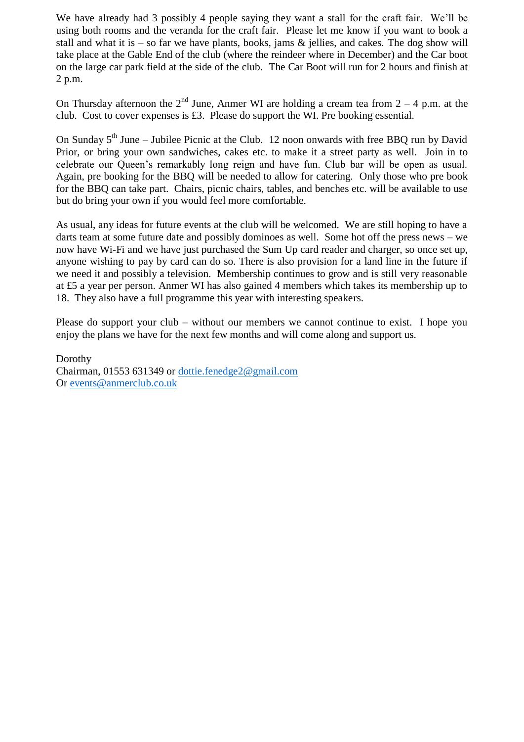We have already had 3 possibly 4 people saying they want a stall for the craft fair. We'll be using both rooms and the veranda for the craft fair. Please let me know if you want to book a stall and what it is – so far we have plants, books, jams & jellies, and cakes. The dog show will take place at the Gable End of the club (where the reindeer where in December) and the Car boot on the large car park field at the side of the club. The Car Boot will run for 2 hours and finish at 2 p.m.

On Thursday afternoon the 2nd June, Anmer WI are holding a cream tea from 2 – 4 p.m. at the club. Cost to cover expenses is £3. Please do support the WI. Pre booking essential.

On Sunday 5th June – Jubilee Picnic at the Club. 12 noon onwards with free BBQ run by David Prior, or bring your own sandwiches, cakes etc. to make it a street party as well. Join in to celebrate our Queen's remarkably long reign and have fun. Club bar will be open as usual. Again, pre booking for the BBQ will be needed to allow for catering. Only those who pre book for the BBQ can take part. Chairs, picnic chairs, tables, and benches etc. will be available to use but do bring your own if you would feel more comfortable.

As usual, any ideas for future events at the club will be welcomed. We are still hoping to have a darts team at some future date and possibly dominoes as well. Some hot off the press news – we now have Wi-Fi and we have just purchased the Sum Up card reader and charger, so once set up, anyone wishing to pay by card can do so. There is also provision for a land line in the future if we need it and possibly a television. Membership continues to grow and is still very reasonable at £5 a year per person. Anmer WI has also gained 4 members which takes its membership up to 18. They also have a full programme this year with interesting speakers.

Please do support your club – without our members we cannot continue to exist. I hope you enjoy the plans we have for the next few months and will come along and support us.

Dorothy
Chairman, 01553 631349 or dottie.fenedge2@gmail.com
Or events@anmerclub.co.uk